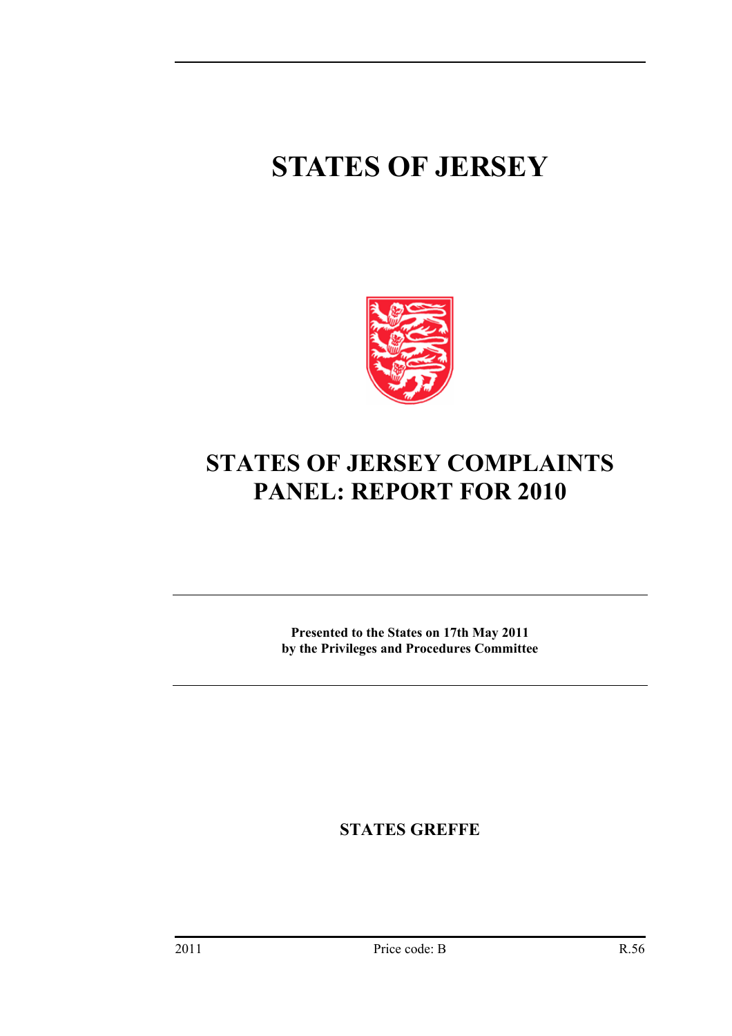# STATES OF JERSEY

## STATES OF JERSEY COMPLAINTS PANEL: REPORT FOR 2010

**Presented to the States on 17th May 2011 by the Privileges and Procedures Committee**

**STATES GREFFE**

2011 Price code: B R.56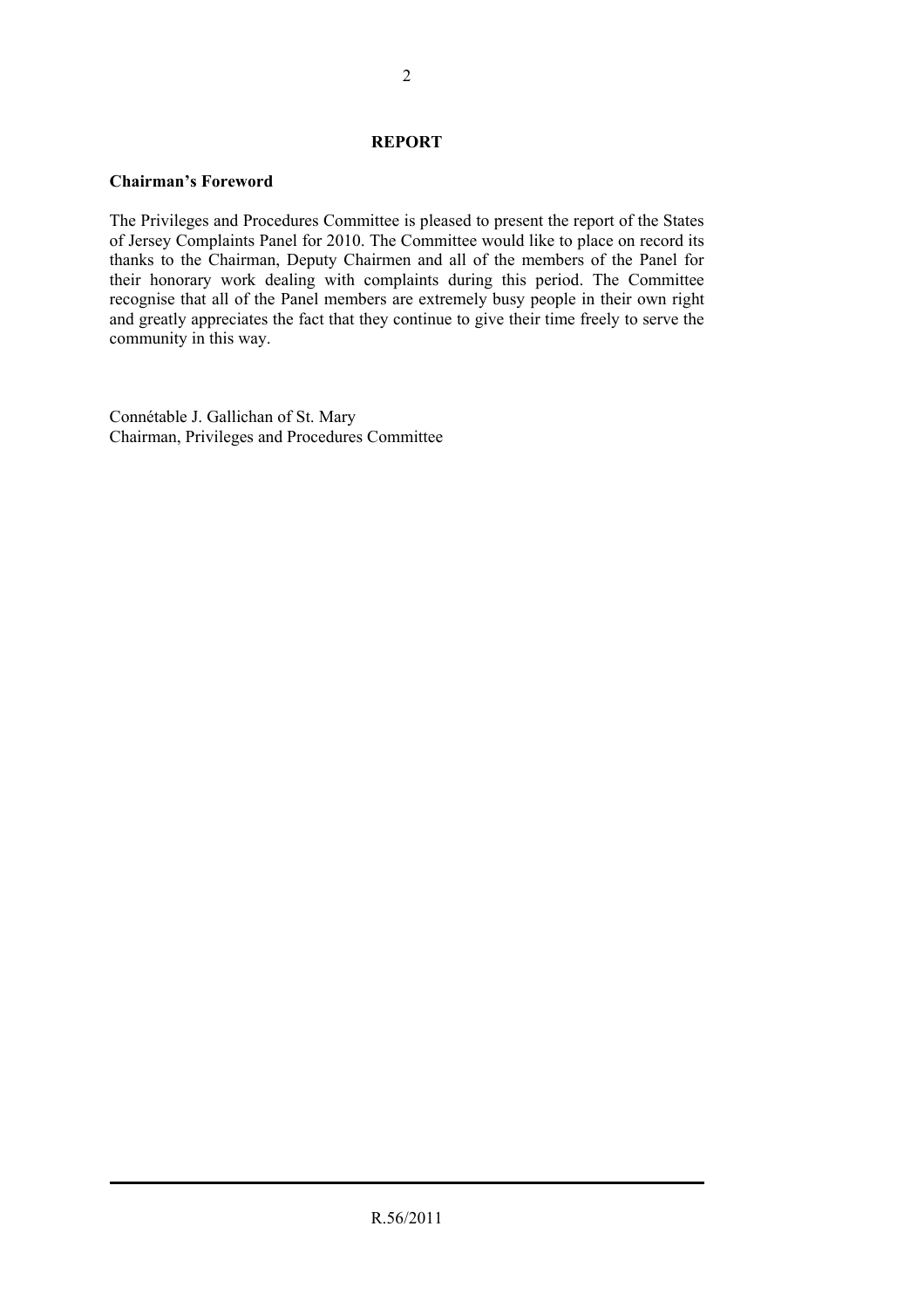## REPORT

### Chairman's Foreword

The Privileges and Procedures Committee is pleased to present the report of the States of Jersey Complaints Panel for 2010. The Committee would like to place on record its thanks to the Chairman, Deputy Chairmen and all of the members of the Panel for their honorary work dealing with complaints during this period. The Committee recognise that all of the Panel members are extremely busy people in their own right and greatly appreciates the fact that they continue to give their time freely to serve the community in this way.

Connétable J. Gallichan of St. Mary
Chairman, Privileges and Procedures Committee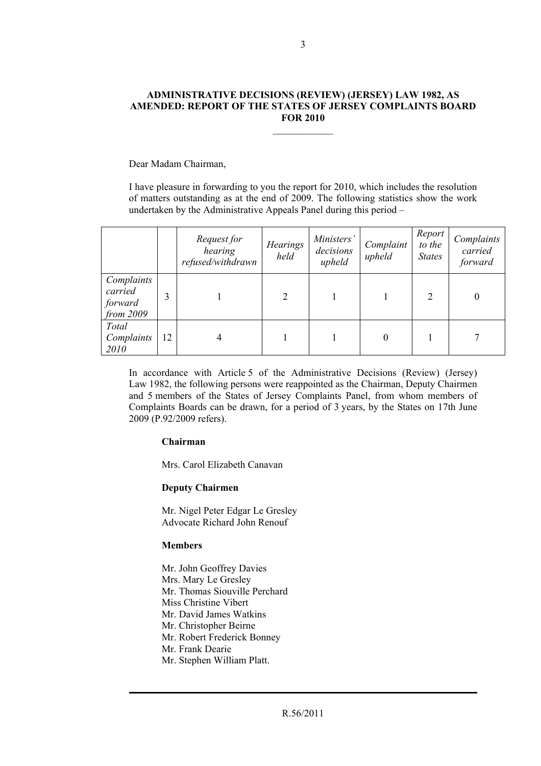**ADMINISTRATIVE DECISIONS (REVIEW) (JERSEY) LAW 1982, AS AMENDED: REPORT OF THE STATES OF JERSEY COMPLAINTS BOARD FOR 2010**

Dear Madam Chairman,

I have pleasure in forwarding to you the report for 2010, which includes the resolution of matters outstanding as at the end of 2009. The following statistics show the work undertaken by the Administrative Appeals Panel during this period –

| | | *Request for hearing refused/withdrawn* | *Hearings held* | *Ministers' decisions upheld* | *Complaint upheld* | *Report to the States* | *Complaints carried forward* |
|---|---|---|---|---|---|---|---|
| *Complaints carried forward from 2009* | 3 | 1 | 2 | 1 | 1 | 2 | 0 |
| *Total Complaints 2010* | 12 | 4 | 1 | 1 | 0 | 1 | 7 |

In accordance with Article 5 of the Administrative Decisions (Review) (Jersey) Law 1982, the following persons were reappointed as the Chairman, Deputy Chairmen and 5 members of the States of Jersey Complaints Panel, from whom members of Complaints Boards can be drawn, for a period of 3 years, by the States on 17th June 2009 (P.92/2009 refers).

**Chairman**

Mrs. Carol Elizabeth Canavan

**Deputy Chairmen**

Mr. Nigel Peter Edgar Le Gresley
Advocate Richard John Renouf

**Members**

Mr. John Geoffrey Davies
Mrs. Mary Le Gresley
Mr. Thomas Siouville Perchard
Miss Christine Vibert
Mr. David James Watkins
Mr. Christopher Beirne
Mr. Robert Frederick Bonney
Mr. Frank Dearie
Mr. Stephen William Platt.

R.56/2011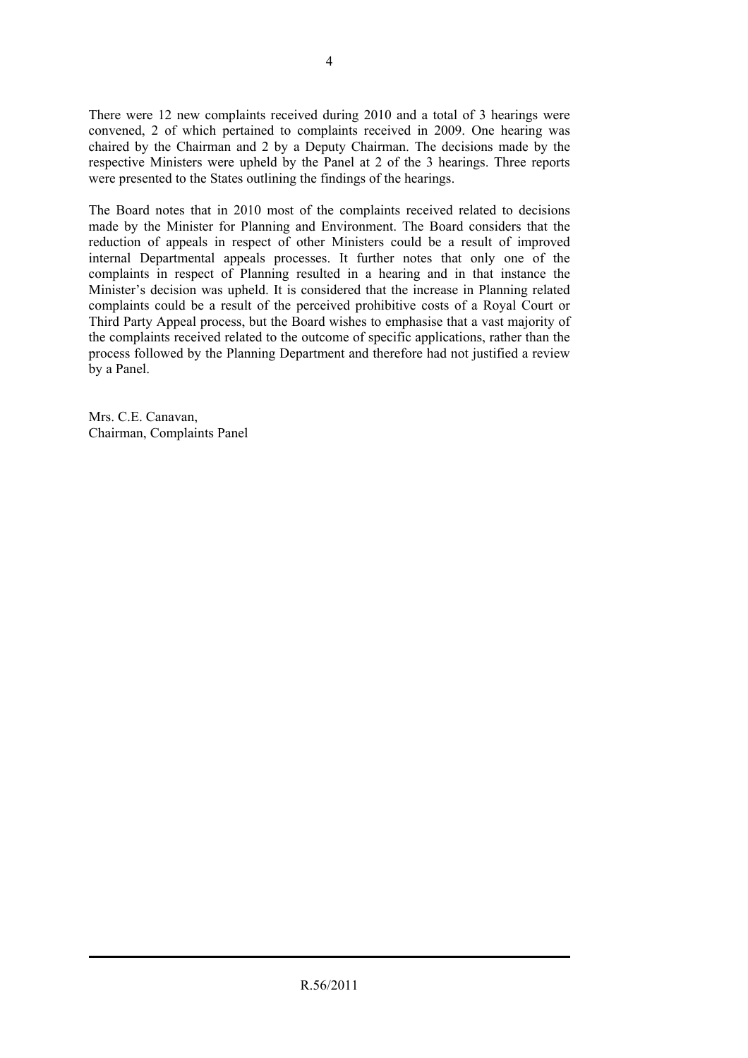There were 12 new complaints received during 2010 and a total of 3 hearings were convened, 2 of which pertained to complaints received in 2009. One hearing was chaired by the Chairman and 2 by a Deputy Chairman. The decisions made by the respective Ministers were upheld by the Panel at 2 of the 3 hearings. Three reports were presented to the States outlining the findings of the hearings.

The Board notes that in 2010 most of the complaints received related to decisions made by the Minister for Planning and Environment. The Board considers that the reduction of appeals in respect of other Ministers could be a result of improved internal Departmental appeals processes. It further notes that only one of the complaints in respect of Planning resulted in a hearing and in that instance the Minister's decision was upheld. It is considered that the increase in Planning related complaints could be a result of the perceived prohibitive costs of a Royal Court or Third Party Appeal process, but the Board wishes to emphasise that a vast majority of the complaints received related to the outcome of specific applications, rather than the process followed by the Planning Department and therefore had not justified a review by a Panel.

Mrs. C.E. Canavan,
Chairman, Complaints Panel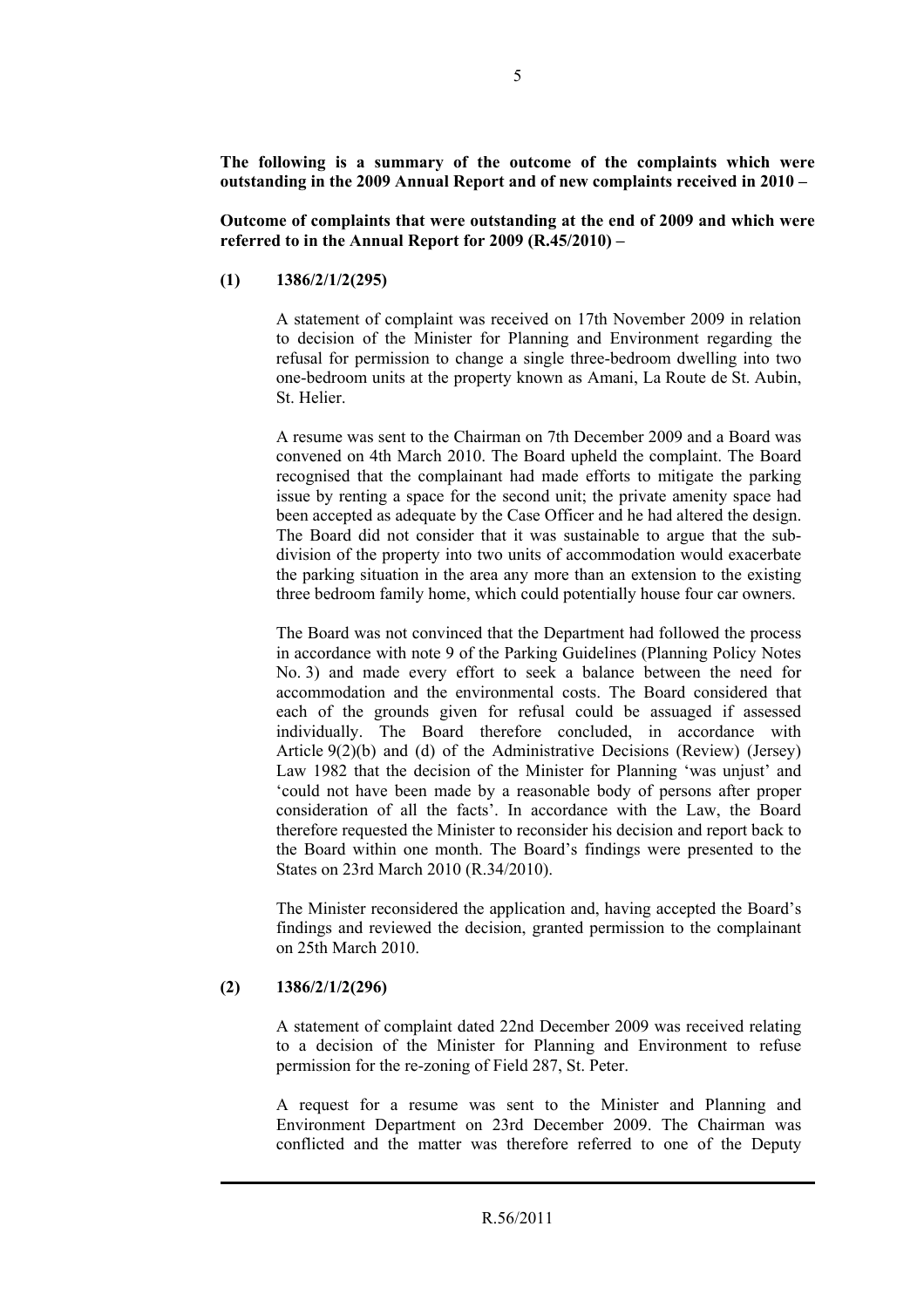**The following is a summary of the outcome of the complaints which were outstanding in the 2009 Annual Report and of new complaints received in 2010 –**

**Outcome of complaints that were outstanding at the end of 2009 and which were referred to in the Annual Report for 2009 (R.45/2010) –**

**(1) 1386/2/1/2(295)**

A statement of complaint was received on 17th November 2009 in relation to decision of the Minister for Planning and Environment regarding the refusal for permission to change a single three-bedroom dwelling into two one-bedroom units at the property known as Amani, La Route de St. Aubin, St. Helier.

A resume was sent to the Chairman on 7th December 2009 and a Board was convened on 4th March 2010. The Board upheld the complaint. The Board recognised that the complainant had made efforts to mitigate the parking issue by renting a space for the second unit; the private amenity space had been accepted as adequate by the Case Officer and he had altered the design. The Board did not consider that it was sustainable to argue that the sub-division of the property into two units of accommodation would exacerbate the parking situation in the area any more than an extension to the existing three bedroom family home, which could potentially house four car owners.

The Board was not convinced that the Department had followed the process in accordance with note 9 of the Parking Guidelines (Planning Policy Notes No. 3) and made every effort to seek a balance between the need for accommodation and the environmental costs. The Board considered that each of the grounds given for refusal could be assuaged if assessed individually. The Board therefore concluded, in accordance with Article 9(2)(b) and (d) of the Administrative Decisions (Review) (Jersey) Law 1982 that the decision of the Minister for Planning 'was unjust' and 'could not have been made by a reasonable body of persons after proper consideration of all the facts'. In accordance with the Law, the Board therefore requested the Minister to reconsider his decision and report back to the Board within one month. The Board's findings were presented to the States on 23rd March 2010 (R.34/2010).

The Minister reconsidered the application and, having accepted the Board's findings and reviewed the decision, granted permission to the complainant on 25th March 2010.

**(2) 1386/2/1/2(296)**

A statement of complaint dated 22nd December 2009 was received relating to a decision of the Minister for Planning and Environment to refuse permission for the re-zoning of Field 287, St. Peter.

A request for a resume was sent to the Minister and Planning and Environment Department on 23rd December 2009. The Chairman was conflicted and the matter was therefore referred to one of the Deputy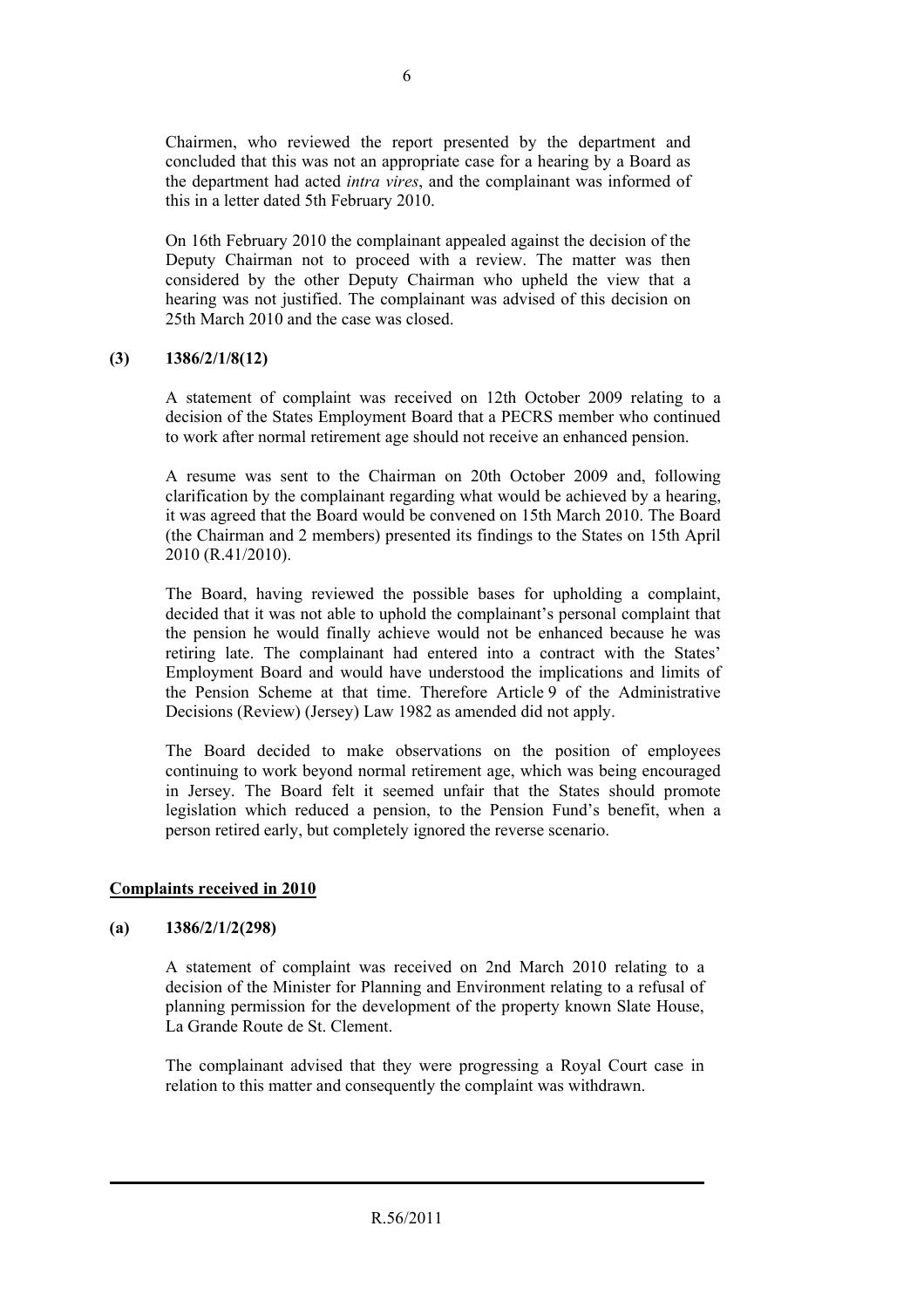Chairmen, who reviewed the report presented by the department and concluded that this was not an appropriate case for a hearing by a Board as the department had acted *intra vires*, and the complainant was informed of this in a letter dated 5th February 2010.

On 16th February 2010 the complainant appealed against the decision of the Deputy Chairman not to proceed with a review. The matter was then considered by the other Deputy Chairman who upheld the view that a hearing was not justified. The complainant was advised of this decision on 25th March 2010 and the case was closed.

**(3) 1386/2/1/8(12)**

A statement of complaint was received on 12th October 2009 relating to a decision of the States Employment Board that a PECRS member who continued to work after normal retirement age should not receive an enhanced pension.

A resume was sent to the Chairman on 20th October 2009 and, following clarification by the complainant regarding what would be achieved by a hearing, it was agreed that the Board would be convened on 15th March 2010. The Board (the Chairman and 2 members) presented its findings to the States on 15th April 2010 (R.41/2010).

The Board, having reviewed the possible bases for upholding a complaint, decided that it was not able to uphold the complainant's personal complaint that the pension he would finally achieve would not be enhanced because he was retiring late. The complainant had entered into a contract with the States' Employment Board and would have understood the implications and limits of the Pension Scheme at that time. Therefore Article 9 of the Administrative Decisions (Review) (Jersey) Law 1982 as amended did not apply.

The Board decided to make observations on the position of employees continuing to work beyond normal retirement age, which was being encouraged in Jersey. The Board felt it seemed unfair that the States should promote legislation which reduced a pension, to the Pension Fund's benefit, when a person retired early, but completely ignored the reverse scenario.

**<u>Complaints received in 2010</u>**

**(a) 1386/2/1/2(298)**

A statement of complaint was received on 2nd March 2010 relating to a decision of the Minister for Planning and Environment relating to a refusal of planning permission for the development of the property known Slate House, La Grande Route de St. Clement.

The complainant advised that they were progressing a Royal Court case in relation to this matter and consequently the complaint was withdrawn.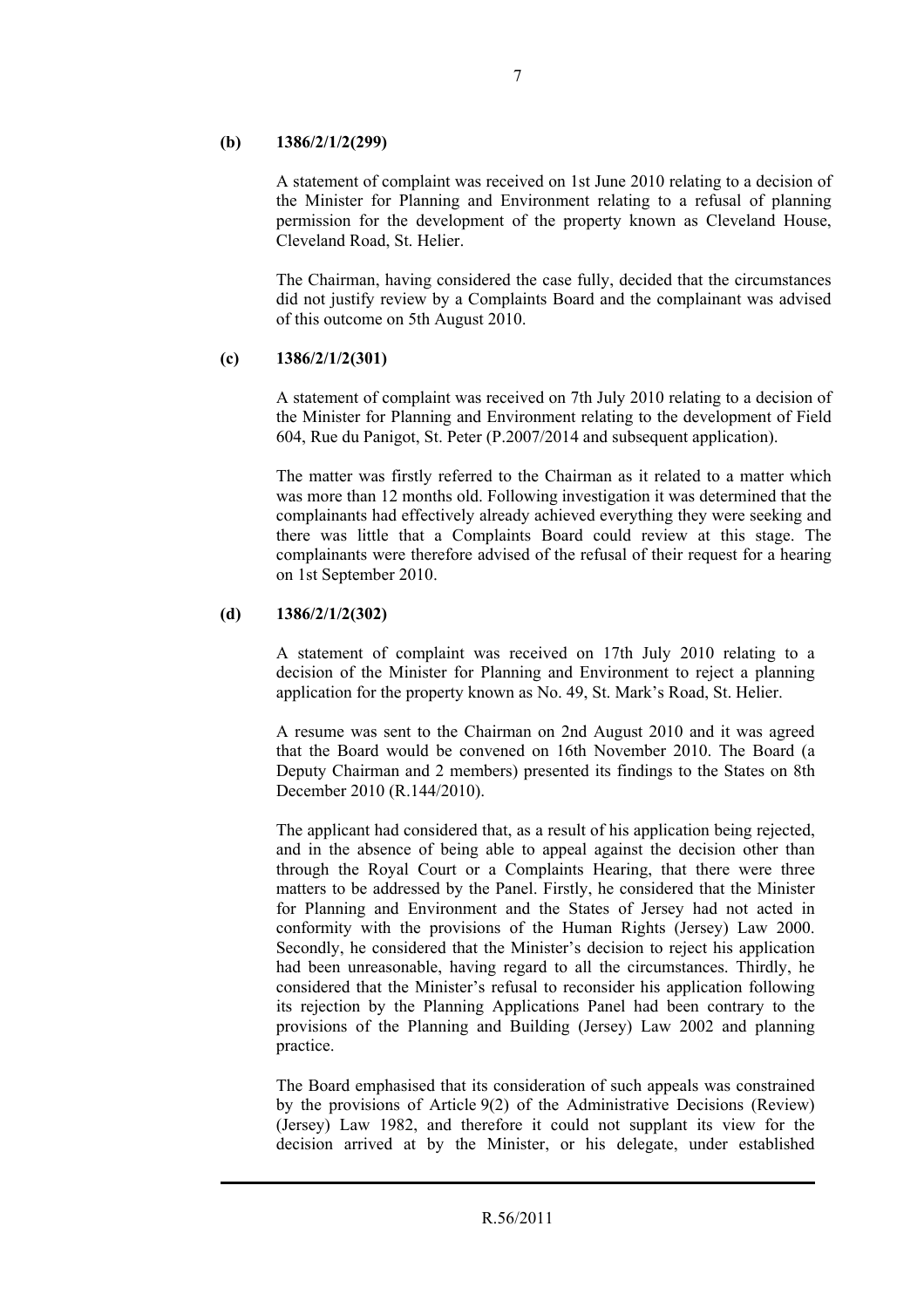**(b) 1386/2/1/2(299)**

A statement of complaint was received on 1st June 2010 relating to a decision of the Minister for Planning and Environment relating to a refusal of planning permission for the development of the property known as Cleveland House, Cleveland Road, St. Helier.

The Chairman, having considered the case fully, decided that the circumstances did not justify review by a Complaints Board and the complainant was advised of this outcome on 5th August 2010.

**(c) 1386/2/1/2(301)**

A statement of complaint was received on 7th July 2010 relating to a decision of the Minister for Planning and Environment relating to the development of Field 604, Rue du Panigot, St. Peter (P.2007/2014 and subsequent application).

The matter was firstly referred to the Chairman as it related to a matter which was more than 12 months old. Following investigation it was determined that the complainants had effectively already achieved everything they were seeking and there was little that a Complaints Board could review at this stage. The complainants were therefore advised of the refusal of their request for a hearing on 1st September 2010.

**(d) 1386/2/1/2(302)**

A statement of complaint was received on 17th July 2010 relating to a decision of the Minister for Planning and Environment to reject a planning application for the property known as No. 49, St. Mark's Road, St. Helier.

A resume was sent to the Chairman on 2nd August 2010 and it was agreed that the Board would be convened on 16th November 2010. The Board (a Deputy Chairman and 2 members) presented its findings to the States on 8th December 2010 (R.144/2010).

The applicant had considered that, as a result of his application being rejected, and in the absence of being able to appeal against the decision other than through the Royal Court or a Complaints Hearing, that there were three matters to be addressed by the Panel. Firstly, he considered that the Minister for Planning and Environment and the States of Jersey had not acted in conformity with the provisions of the Human Rights (Jersey) Law 2000. Secondly, he considered that the Minister's decision to reject his application had been unreasonable, having regard to all the circumstances. Thirdly, he considered that the Minister's refusal to reconsider his application following its rejection by the Planning Applications Panel had been contrary to the provisions of the Planning and Building (Jersey) Law 2002 and planning practice.

The Board emphasised that its consideration of such appeals was constrained by the provisions of Article 9(2) of the Administrative Decisions (Review) (Jersey) Law 1982, and therefore it could not supplant its view for the decision arrived at by the Minister, or his delegate, under established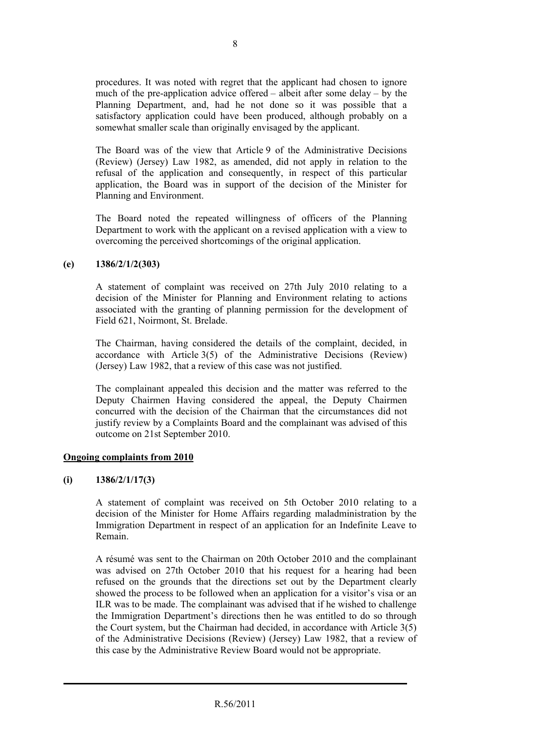procedures. It was noted with regret that the applicant had chosen to ignore much of the pre-application advice offered – albeit after some delay – by the Planning Department, and, had he not done so it was possible that a satisfactory application could have been produced, although probably on a somewhat smaller scale than originally envisaged by the applicant.

The Board was of the view that Article 9 of the Administrative Decisions (Review) (Jersey) Law 1982, as amended, did not apply in relation to the refusal of the application and consequently, in respect of this particular application, the Board was in support of the decision of the Minister for Planning and Environment.

The Board noted the repeated willingness of officers of the Planning Department to work with the applicant on a revised application with a view to overcoming the perceived shortcomings of the original application.

**(e) 1386/2/1/2(303)**

A statement of complaint was received on 27th July 2010 relating to a decision of the Minister for Planning and Environment relating to actions associated with the granting of planning permission for the development of Field 621, Noirmont, St. Brelade.

The Chairman, having considered the details of the complaint, decided, in accordance with Article 3(5) of the Administrative Decisions (Review) (Jersey) Law 1982, that a review of this case was not justified.

The complainant appealed this decision and the matter was referred to the Deputy Chairmen Having considered the appeal, the Deputy Chairmen concurred with the decision of the Chairman that the circumstances did not justify review by a Complaints Board and the complainant was advised of this outcome on 21st September 2010.

**Ongoing complaints from 2010**

**(i) 1386/2/1/17(3)**

A statement of complaint was received on 5th October 2010 relating to a decision of the Minister for Home Affairs regarding maladministration by the Immigration Department in respect of an application for an Indefinite Leave to Remain.

A résumé was sent to the Chairman on 20th October 2010 and the complainant was advised on 27th October 2010 that his request for a hearing had been refused on the grounds that the directions set out by the Department clearly showed the process to be followed when an application for a visitor's visa or an ILR was to be made. The complainant was advised that if he wished to challenge the Immigration Department's directions then he was entitled to do so through the Court system, but the Chairman had decided, in accordance with Article 3(5) of the Administrative Decisions (Review) (Jersey) Law 1982, that a review of this case by the Administrative Review Board would not be appropriate.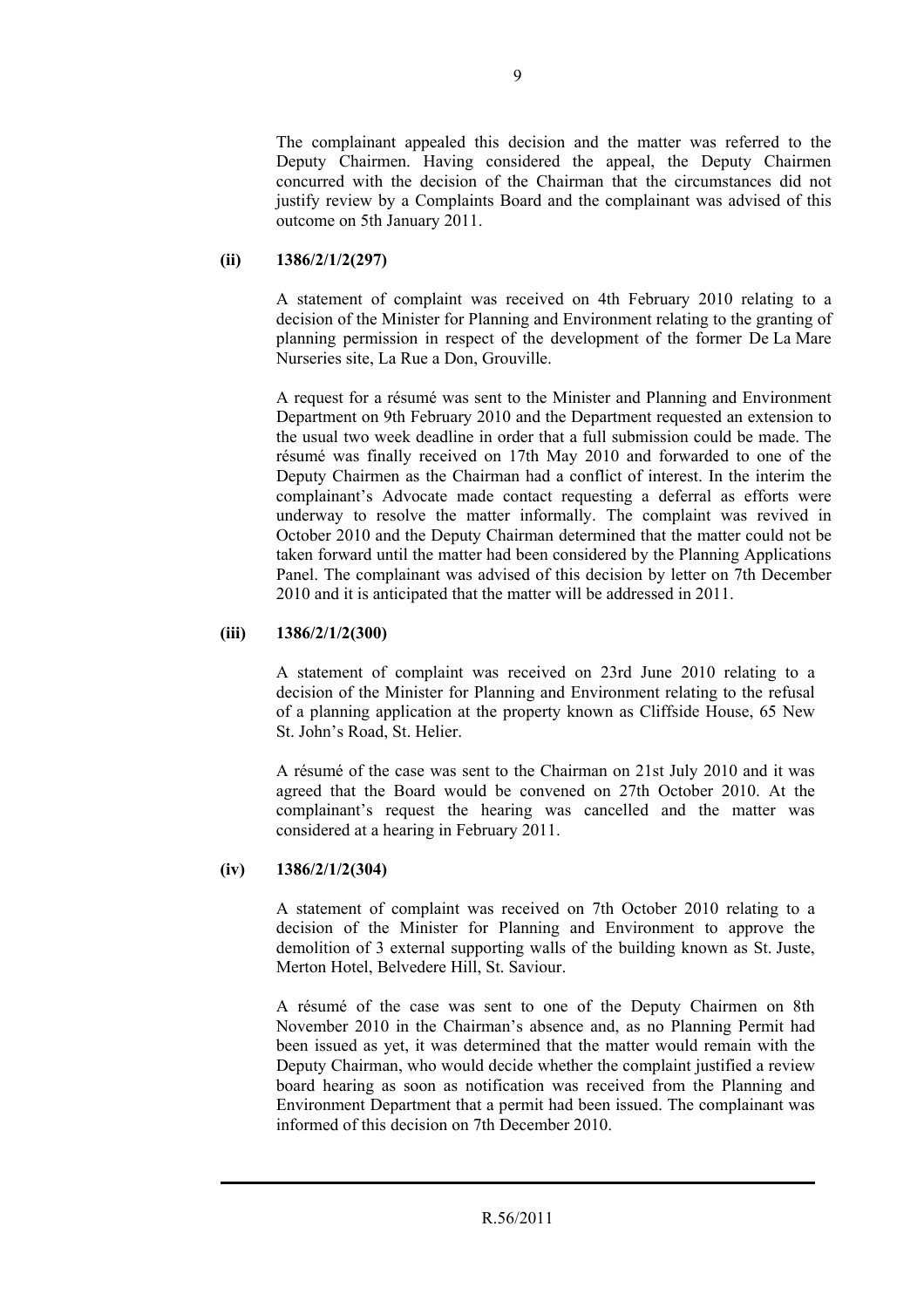The complainant appealed this decision and the matter was referred to the Deputy Chairmen. Having considered the appeal, the Deputy Chairmen concurred with the decision of the Chairman that the circumstances did not justify review by a Complaints Board and the complainant was advised of this outcome on 5th January 2011.

**(ii) 1386/2/1/2(297)**

A statement of complaint was received on 4th February 2010 relating to a decision of the Minister for Planning and Environment relating to the granting of planning permission in respect of the development of the former De La Mare Nurseries site, La Rue a Don, Grouville.

A request for a résumé was sent to the Minister and Planning and Environment Department on 9th February 2010 and the Department requested an extension to the usual two week deadline in order that a full submission could be made. The résumé was finally received on 17th May 2010 and forwarded to one of the Deputy Chairmen as the Chairman had a conflict of interest. In the interim the complainant's Advocate made contact requesting a deferral as efforts were underway to resolve the matter informally. The complaint was revived in October 2010 and the Deputy Chairman determined that the matter could not be taken forward until the matter had been considered by the Planning Applications Panel. The complainant was advised of this decision by letter on 7th December 2010 and it is anticipated that the matter will be addressed in 2011.

**(iii) 1386/2/1/2(300)**

A statement of complaint was received on 23rd June 2010 relating to a decision of the Minister for Planning and Environment relating to the refusal of a planning application at the property known as Cliffside House, 65 New St. John's Road, St. Helier.

A résumé of the case was sent to the Chairman on 21st July 2010 and it was agreed that the Board would be convened on 27th October 2010. At the complainant's request the hearing was cancelled and the matter was considered at a hearing in February 2011.

**(iv) 1386/2/1/2(304)**

A statement of complaint was received on 7th October 2010 relating to a decision of the Minister for Planning and Environment to approve the demolition of 3 external supporting walls of the building known as St. Juste, Merton Hotel, Belvedere Hill, St. Saviour.

A résumé of the case was sent to one of the Deputy Chairmen on 8th November 2010 in the Chairman's absence and, as no Planning Permit had been issued as yet, it was determined that the matter would remain with the Deputy Chairman, who would decide whether the complaint justified a review board hearing as soon as notification was received from the Planning and Environment Department that a permit had been issued. The complainant was informed of this decision on 7th December 2010.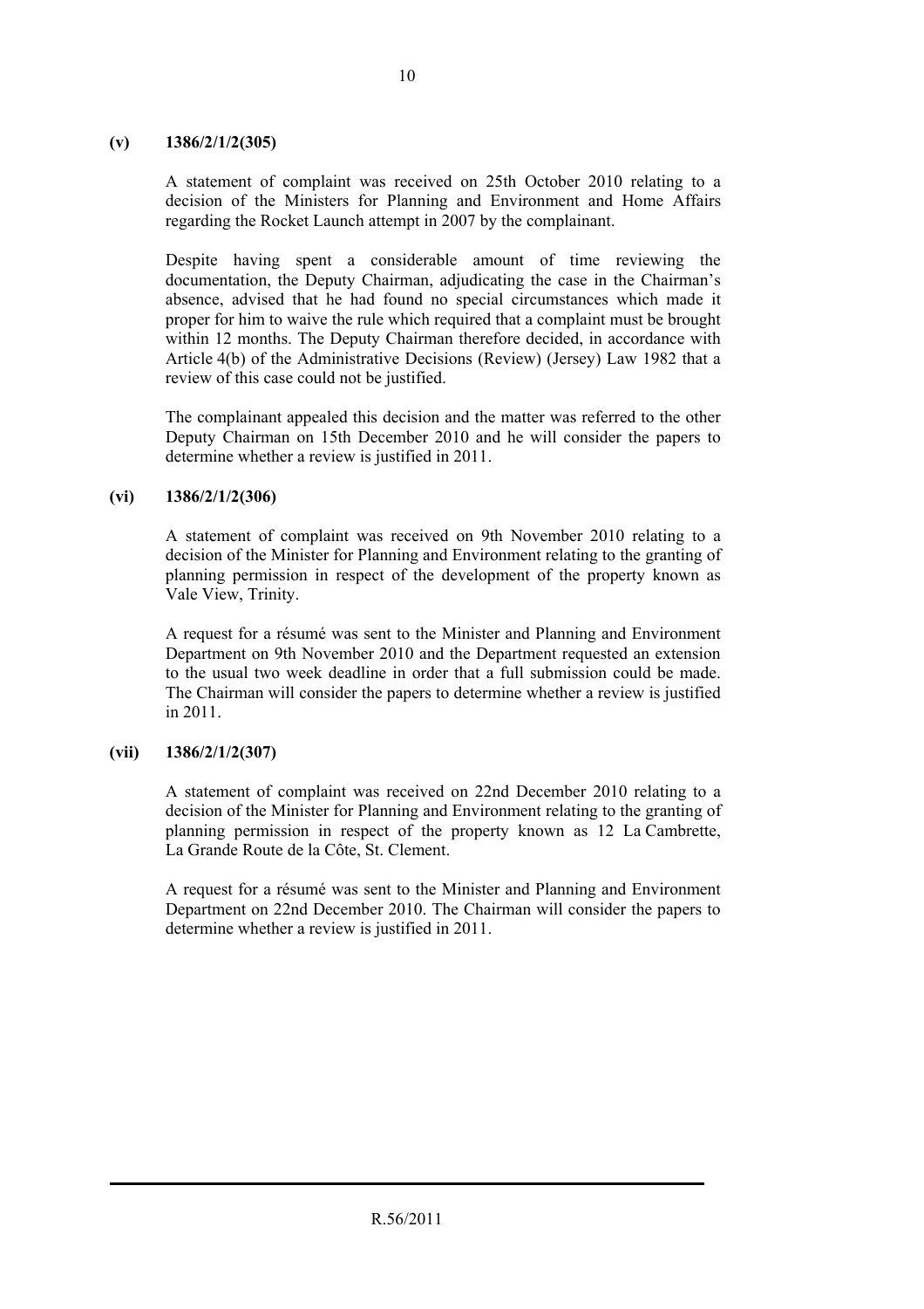**(v) 1386/2/1/2(305)**

A statement of complaint was received on 25th October 2010 relating to a decision of the Ministers for Planning and Environment and Home Affairs regarding the Rocket Launch attempt in 2007 by the complainant.

Despite having spent a considerable amount of time reviewing the documentation, the Deputy Chairman, adjudicating the case in the Chairman's absence, advised that he had found no special circumstances which made it proper for him to waive the rule which required that a complaint must be brought within 12 months. The Deputy Chairman therefore decided, in accordance with Article 4(b) of the Administrative Decisions (Review) (Jersey) Law 1982 that a review of this case could not be justified.

The complainant appealed this decision and the matter was referred to the other Deputy Chairman on 15th December 2010 and he will consider the papers to determine whether a review is justified in 2011.

**(vi) 1386/2/1/2(306)**

A statement of complaint was received on 9th November 2010 relating to a decision of the Minister for Planning and Environment relating to the granting of planning permission in respect of the development of the property known as Vale View, Trinity.

A request for a résumé was sent to the Minister and Planning and Environment Department on 9th November 2010 and the Department requested an extension to the usual two week deadline in order that a full submission could be made. The Chairman will consider the papers to determine whether a review is justified in 2011.

**(vii) 1386/2/1/2(307)**

A statement of complaint was received on 22nd December 2010 relating to a decision of the Minister for Planning and Environment relating to the granting of planning permission in respect of the property known as 12 La Cambrette, La Grande Route de la Côte, St. Clement.

A request for a résumé was sent to the Minister and Planning and Environment Department on 22nd December 2010. The Chairman will consider the papers to determine whether a review is justified in 2011.